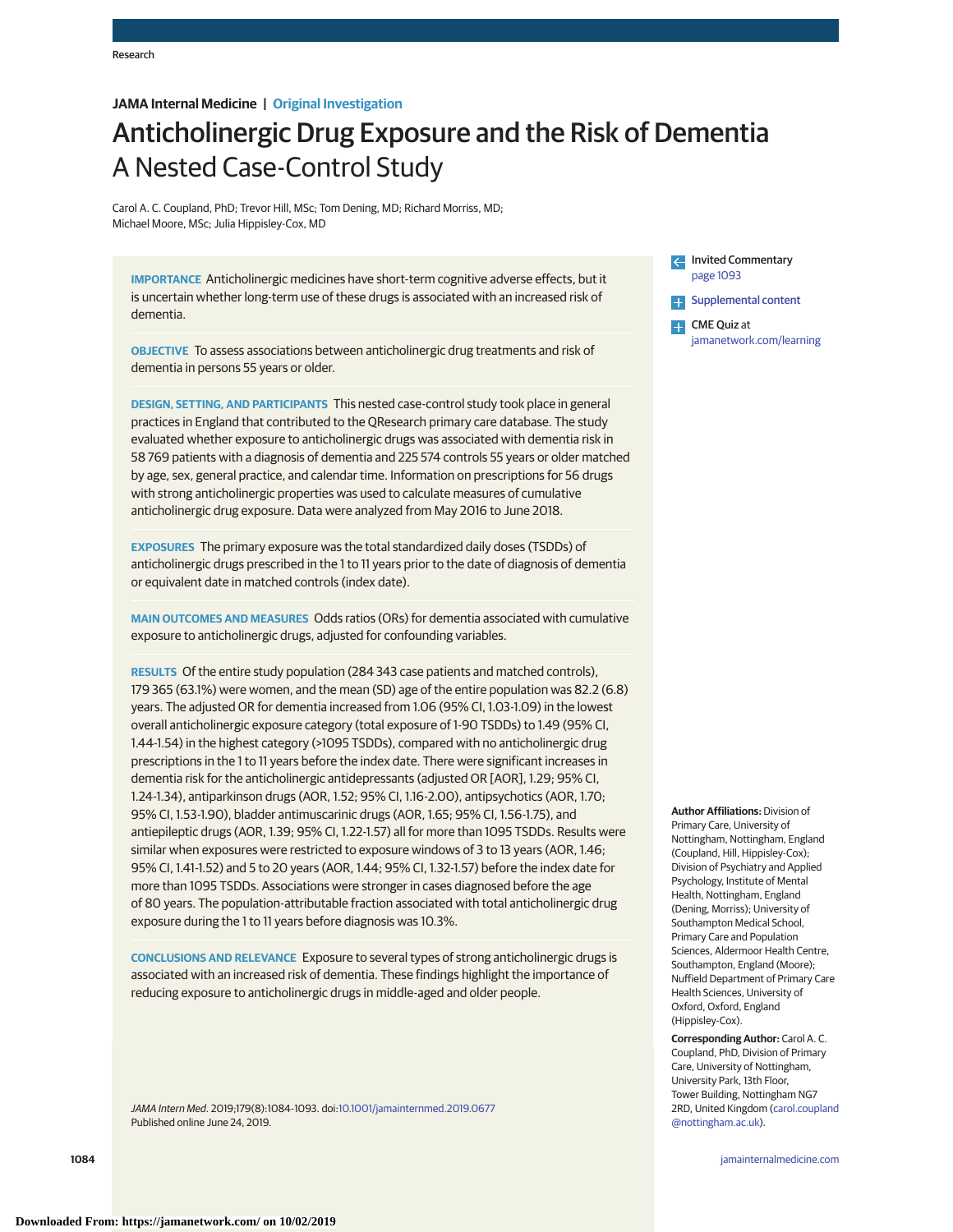Research

**JAMA Internal Medicine | Original Investigation**

# Anticholinergic Drug Exposure and the Risk of Dementia
## A Nested Case-Control Study

Carol A. C. Coupland, PhD; Trevor Hill, MSc; Tom Dening, MD; Richard Morriss, MD; Michael Moore, MSc; Julia Hippisley-Cox, MD

**IMPORTANCE** Anticholinergic medicines have short-term cognitive adverse effects, but it is uncertain whether long-term use of these drugs is associated with an increased risk of dementia.

**OBJECTIVE** To assess associations between anticholinergic drug treatments and risk of dementia in persons 55 years or older.

**DESIGN, SETTING, AND PARTICIPANTS** This nested case-control study took place in general practices in England that contributed to the QResearch primary care database. The study evaluated whether exposure to anticholinergic drugs was associated with dementia risk in 58 769 patients with a diagnosis of dementia and 225 574 controls 55 years or older matched by age, sex, general practice, and calendar time. Information on prescriptions for 56 drugs with strong anticholinergic properties was used to calculate measures of cumulative anticholinergic drug exposure. Data were analyzed from May 2016 to June 2018.

**EXPOSURES** The primary exposure was the total standardized daily doses (TSDDs) of anticholinergic drugs prescribed in the 1 to 11 years prior to the date of diagnosis of dementia or equivalent date in matched controls (index date).

**MAIN OUTCOMES AND MEASURES** Odds ratios (ORs) for dementia associated with cumulative exposure to anticholinergic drugs, adjusted for confounding variables.

**RESULTS** Of the entire study population (284 343 case patients and matched controls), 179 365 (63.1%) were women, and the mean (SD) age of the entire population was 82.2 (6.8) years. The adjusted OR for dementia increased from 1.06 (95% CI, 1.03-1.09) in the lowest overall anticholinergic exposure category (total exposure of 1-90 TSDDs) to 1.49 (95% CI, 1.44-1.54) in the highest category (>1095 TSDDs), compared with no anticholinergic drug prescriptions in the 1 to 11 years before the index date. There were significant increases in dementia risk for the anticholinergic antidepressants (adjusted OR [AOR], 1.29; 95% CI, 1.24-1.34), antiparkinson drugs (AOR, 1.52; 95% CI, 1.16-2.00), antipsychotics (AOR, 1.70; 95% CI, 1.53-1.90), bladder antimuscarinic drugs (AOR, 1.65; 95% CI, 1.56-1.75), and antiepileptic drugs (AOR, 1.39; 95% CI, 1.22-1.57) all for more than 1095 TSDDs. Results were similar when exposures were restricted to exposure windows of 3 to 13 years (AOR, 1.46; 95% CI, 1.41-1.52) and 5 to 20 years (AOR, 1.44; 95% CI, 1.32-1.57) before the index date for more than 1095 TSDDs. Associations were stronger in cases diagnosed before the age of 80 years. The population-attributable fraction associated with total anticholinergic drug exposure during the 1 to 11 years before diagnosis was 10.3%.

**CONCLUSIONS AND RELEVANCE** Exposure to several types of strong anticholinergic drugs is associated with an increased risk of dementia. These findings highlight the importance of reducing exposure to anticholinergic drugs in middle-aged and older people.

*JAMA Intern Med*. 2019;179(8):1084-1093. doi:10.1001/jamainternmed.2019.0677
Published online June 24, 2019.

Invited Commentary page 1093

Supplemental content

CME Quiz at jamanetwork.com/learning

**Author Affiliations:** Division of Primary Care, University of Nottingham, Nottingham, England (Coupland, Hill, Hippisley-Cox); Division of Psychiatry and Applied Psychology, Institute of Mental Health, Nottingham, England (Dening, Morriss); University of Southampton Medical School, Primary Care and Population Sciences, Aldermoor Health Centre, Southampton, England (Moore); Nuffield Department of Primary Care Health Sciences, University of Oxford, Oxford, England (Hippisley-Cox).

**Corresponding Author:** Carol A. C. Coupland, PhD, Division of Primary Care, University of Nottingham, University Park, 13th Floor, Tower Building, Nottingham NG7 2RD, United Kingdom (carol.coupland@nottingham.ac.uk).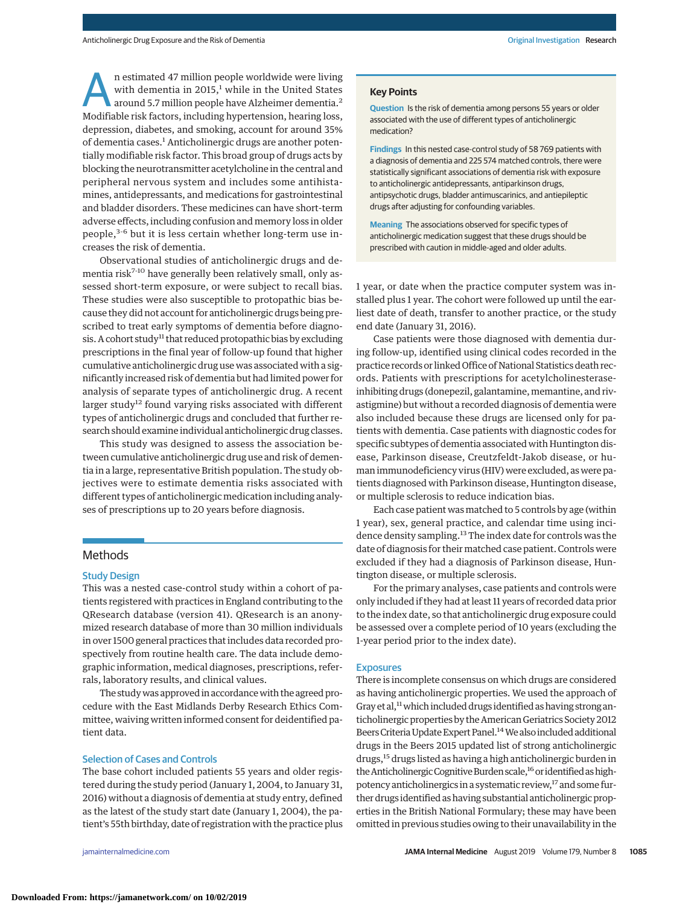An estimated 47 million people worldwide were living with dementia in 2015,[1] while in the United States around 5.7 million people have Alzheimer dementia.[2] Modifiable risk factors, including hypertension, hearing loss, depression, diabetes, and smoking, account for around 35% of dementia cases.[1] Anticholinergic drugs are another potentially modifiable risk factor. This broad group of drugs acts by blocking the neurotransmitter acetylcholine in the central and peripheral nervous system and includes some antihistamines, antidepressants, and medications for gastrointestinal and bladder disorders. These medicines can have short-term adverse effects, including confusion and memory loss in older people,[3-6] but it is less certain whether long-term use increases the risk of dementia.

Observational studies of anticholinergic drugs and dementia risk[7-10] have generally been relatively small, only assessed short-term exposure, or were subject to recall bias. These studies were also susceptible to protopathic bias because they did not account for anticholinergic drugs being prescribed to treat early symptoms of dementia before diagnosis. A cohort study[11] that reduced protopathic bias by excluding prescriptions in the final year of follow-up found that higher cumulative anticholinergic drug use was associated with a significantly increased risk of dementia but had limited power for analysis of separate types of anticholinergic drug. A recent larger study[12] found varying risks associated with different types of anticholinergic drugs and concluded that further research should examine individual anticholinergic drug classes.

This study was designed to assess the association between cumulative anticholinergic drug use and risk of dementia in a large, representative British population. The study objectives were to estimate dementia risks associated with different types of anticholinergic medication including analyses of prescriptions up to 20 years before diagnosis.

**Key Points**

**Question** Is the risk of dementia among persons 55 years or older associated with the use of different types of anticholinergic medication?

**Findings** In this nested case-control study of 58 769 patients with a diagnosis of dementia and 225 574 matched controls, there were statistically significant associations of dementia risk with exposure to anticholinergic antidepressants, antiparkinson drugs, antipsychotic drugs, bladder antimuscarinics, and antiepileptic drugs after adjusting for confounding variables.

**Meaning** The associations observed for specific types of anticholinergic medication suggest that these drugs should be prescribed with caution in middle-aged and older adults.

## Methods

### Study Design

This was a nested case-control study within a cohort of patients registered with practices in England contributing to the QResearch database (version 41). QResearch is an anonymized research database of more than 30 million individuals in over 1500 general practices that includes data recorded prospectively from routine health care. The data include demographic information, medical diagnoses, prescriptions, referrals, laboratory results, and clinical values.

The study was approved in accordance with the agreed procedure with the East Midlands Derby Research Ethics Committee, waiving written informed consent for deidentified patient data.

### Selection of Cases and Controls

The base cohort included patients 55 years and older registered during the study period (January 1, 2004, to January 31, 2016) without a diagnosis of dementia at study entry, defined as the latest of the study start date (January 1, 2004), the patient's 55th birthday, date of registration with the practice plus 1 year, or date when the practice computer system was installed plus 1 year. The cohort were followed up until the earliest date of death, transfer to another practice, or the study end date (January 31, 2016).

Case patients were those diagnosed with dementia during follow-up, identified using clinical codes recorded in the practice records or linked Office of National Statistics death records. Patients with prescriptions for acetylcholinesterase-inhibiting drugs (donepezil, galantamine, memantine, and rivastigmine) but without a recorded diagnosis of dementia were also included because these drugs are licensed only for patients with dementia. Case patients with diagnostic codes for specific subtypes of dementia associated with Huntington disease, Parkinson disease, Creutzfeldt-Jakob disease, or human immunodeficiency virus (HIV) were excluded, as were patients diagnosed with Parkinson disease, Huntington disease, or multiple sclerosis to reduce indication bias.

Each case patient was matched to 5 controls by age (within 1 year), sex, general practice, and calendar time using incidence density sampling.[13] The index date for controls was the date of diagnosis for their matched case patient. Controls were excluded if they had a diagnosis of Parkinson disease, Huntington disease, or multiple sclerosis.

For the primary analyses, case patients and controls were only included if they had at least 11 years of recorded data prior to the index date, so that anticholinergic drug exposure could be assessed over a complete period of 10 years (excluding the 1-year period prior to the index date).

### Exposures

There is incomplete consensus on which drugs are considered as having anticholinergic properties. We used the approach of Gray et al,[11] which included drugs identified as having strong anticholinergic properties by the American Geriatrics Society 2012 Beers Criteria Update Expert Panel.[14] We also included additional drugs in the Beers 2015 updated list of strong anticholinergic drugs,[15] drugs listed as having a high anticholinergic burden in the Anticholinergic Cognitive Burden scale,[16] or identified as high-potency anticholinergics in a systematic review,[17] and some further drugs identified as having substantial anticholinergic properties in the British National Formulary; these may have been omitted in previous studies owing to their unavailability in the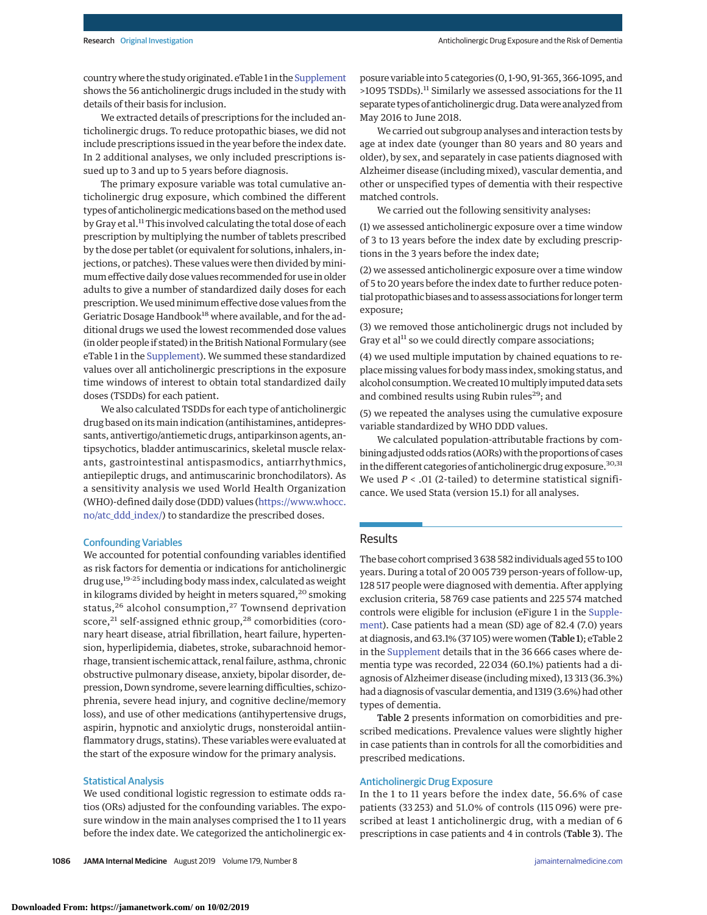country where the study originated. eTable 1 in the Supplement shows the 56 anticholinergic drugs included in the study with details of their basis for inclusion.

We extracted details of prescriptions for the included anticholinergic drugs. To reduce protopathic biases, we did not include prescriptions issued in the year before the index date. In 2 additional analyses, we only included prescriptions issued up to 3 and up to 5 years before diagnosis.

The primary exposure variable was total cumulative anticholinergic drug exposure, which combined the different types of anticholinergic medications based on the method used by Gray et al.[11] This involved calculating the total dose of each prescription by multiplying the number of tablets prescribed by the dose per tablet (or equivalent for solutions, inhalers, injections, or patches). These values were then divided by minimum effective daily dose values recommended for use in older adults to give a number of standardized daily doses for each prescription. We used minimum effective dose values from the Geriatric Dosage Handbook[18] where available, and for the additional drugs we used the lowest recommended dose values (in older people if stated) in the British National Formulary (see eTable 1 in the Supplement). We summed these standardized values over all anticholinergic prescriptions in the exposure time windows of interest to obtain total standardized daily doses (TSDDs) for each patient.

We also calculated TSDDs for each type of anticholinergic drug based on its main indication (antihistamines, antidepressants, antivertigo/antiemetic drugs, antiparkinson agents, antipsychotics, bladder antimuscarinics, skeletal muscle relaxants, gastrointestinal antispasmodics, antiarrhythmics, antiepileptic drugs, and antimuscarinic bronchodilators). As a sensitivity analysis we used World Health Organization (WHO)-defined daily dose (DDD) values (https://www.whocc.no/atc_ddd_index/) to standardize the prescribed doses.

### Confounding Variables

We accounted for potential confounding variables identified as risk factors for dementia or indications for anticholinergic drug use,[19-25] including body mass index, calculated as weight in kilograms divided by height in meters squared,[20] smoking status,[26] alcohol consumption,[27] Townsend deprivation score,[21] self-assigned ethnic group,[28] comorbidities (coronary heart disease, atrial fibrillation, heart failure, hypertension, hyperlipidemia, diabetes, stroke, subarachnoid hemorrhage, transient ischemic attack, renal failure, asthma, chronic obstructive pulmonary disease, anxiety, bipolar disorder, depression, Down syndrome, severe learning difficulties, schizophrenia, severe head injury, and cognitive decline/memory loss), and use of other medications (antihypertensive drugs, aspirin, hypnotic and anxiolytic drugs, nonsteroidal antiinflammatory drugs, statins). These variables were evaluated at the start of the exposure window for the primary analysis.

### Statistical Analysis

We used conditional logistic regression to estimate odds ratios (ORs) adjusted for the confounding variables. The exposure window in the main analyses comprised the 1 to 11 years before the index date. We categorized the anticholinergic exposure variable into 5 categories (0, 1-90, 91-365, 366-1095, and >1095 TSDDs).[11] Similarly we assessed associations for the 11 separate types of anticholinergic drug. Data were analyzed from May 2016 to June 2018.

We carried out subgroup analyses and interaction tests by age at index date (younger than 80 years and 80 years and older), by sex, and separately in case patients diagnosed with Alzheimer disease (including mixed), vascular dementia, and other or unspecified types of dementia with their respective matched controls.

We carried out the following sensitivity analyses:

(1) we assessed anticholinergic exposure over a time window of 3 to 13 years before the index date by excluding prescriptions in the 3 years before the index date;

(2) we assessed anticholinergic exposure over a time window of 5 to 20 years before the index date to further reduce potential protopathic biases and to assess associations for longer term exposure;

(3) we removed those anticholinergic drugs not included by Gray et al[11] so we could directly compare associations;

(4) we used multiple imputation by chained equations to replace missing values for body mass index, smoking status, and alcohol consumption. We created 10 multiply imputed data sets and combined results using Rubin rules[29]; and

(5) we repeated the analyses using the cumulative exposure variable standardized by WHO DDD values.

We calculated population-attributable fractions by combining adjusted odds ratios (AORs) with the proportions of cases in the different categories of anticholinergic drug exposure.[30,31] We used $P < .01$ (2-tailed) to determine statistical significance. We used Stata (version 15.1) for all analyses.

## Results

The base cohort comprised 3 638 582 individuals aged 55 to 100 years. During a total of 20 005 739 person-years of follow-up, 128 517 people were diagnosed with dementia. After applying exclusion criteria, 58 769 case patients and 225 574 matched controls were eligible for inclusion (eFigure 1 in the Supplement). Case patients had a mean (SD) age of 82.4 (7.0) years at diagnosis, and 63.1% (37 105) were women (**Table 1**); eTable 2 in the Supplement details that in the 36 666 cases where dementia type was recorded, 22 034 (60.1%) patients had a diagnosis of Alzheimer disease (including mixed), 13 313 (36.3%) had a diagnosis of vascular dementia, and 1319 (3.6%) had other types of dementia.

**Table 2** presents information on comorbidities and prescribed medications. Prevalence values were slightly higher in case patients than in controls for all the comorbidities and prescribed medications.

### Anticholinergic Drug Exposure

In the 1 to 11 years before the index date, 56.6% of case patients (33 253) and 51.0% of controls (115 096) were prescribed at least 1 anticholinergic drug, with a median of 6 prescriptions in case patients and 4 in controls (**Table 3**). The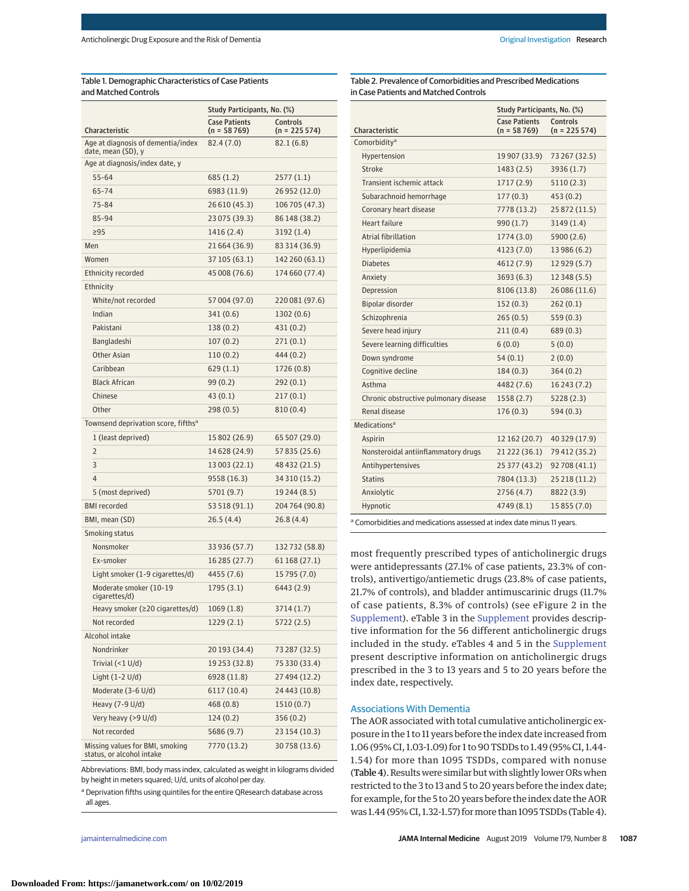Table 1. Demographic Characteristics of Case Patients and Matched Controls

| Characteristic | Study Participants, No. (%) | |
|---|---|---|
| | Case Patients (n = 58 769) | Controls (n = 225 574) |
| Age at diagnosis of dementia/index date, mean (SD), y | 82.4 (7.0) | 82.1 (6.8) |
| Age at diagnosis/index date, y | | |
| 55-64 | 685 (1.2) | 2577 (1.1) |
| 65-74 | 6983 (11.9) | 26 952 (12.0) |
| 75-84 | 26 610 (45.3) | 106 705 (47.3) |
| 85-94 | 23 075 (39.3) | 86 148 (38.2) |
| ≥95 | 1416 (2.4) | 3192 (1.4) |
| Men | 21 664 (36.9) | 83 314 (36.9) |
| Women | 37 105 (63.1) | 142 260 (63.1) |
| Ethnicity recorded | 45 008 (76.6) | 174 660 (77.4) |
| Ethnicity | | |
| White/not recorded | 57 004 (97.0) | 220 081 (97.6) |
| Indian | 341 (0.6) | 1302 (0.6) |
| Pakistani | 138 (0.2) | 431 (0.2) |
| Bangladeshi | 107 (0.2) | 271 (0.1) |
| Other Asian | 110 (0.2) | 444 (0.2) |
| Caribbean | 629 (1.1) | 1726 (0.8) |
| Black African | 99 (0.2) | 292 (0.1) |
| Chinese | 43 (0.1) | 217 (0.1) |
| Other | 298 (0.5) | 810 (0.4) |
| Townsend deprivation score, fifths[a] | | |
| 1 (least deprived) | 15 802 (26.9) | 65 507 (29.0) |
| 2 | 14 628 (24.9) | 57 835 (25.6) |
| 3 | 13 003 (22.1) | 48 432 (21.5) |
| 4 | 9558 (16.3) | 34 310 (15.2) |
| 5 (most deprived) | 5701 (9.7) | 19 244 (8.5) |
| BMI recorded | 53 518 (91.1) | 204 764 (90.8) |
| BMI, mean (SD) | 26.5 (4.4) | 26.8 (4.4) |
| Smoking status | | |
| Nonsmoker | 33 936 (57.7) | 132 732 (58.8) |
| Ex-smoker | 16 285 (27.7) | 61 168 (27.1) |
| Light smoker (1-9 cigarettes/d) | 4455 (7.6) | 15 795 (7.0) |
| Moderate smoker (10-19 cigarettes/d) | 1795 (3.1) | 6443 (2.9) |
| Heavy smoker (≥20 cigarettes/d) | 1069 (1.8) | 3714 (1.7) |
| Not recorded | 1229 (2.1) | 5722 (2.5) |
| Alcohol intake | | |
| Nondrinker | 20 193 (34.4) | 73 287 (32.5) |
| Trivial (<1 U/d) | 19 253 (32.8) | 75 330 (33.4) |
| Light (1-2 U/d) | 6928 (11.8) | 27 494 (12.2) |
| Moderate (3-6 U/d) | 6117 (10.4) | 24 443 (10.8) |
| Heavy (7-9 U/d) | 468 (0.8) | 1510 (0.7) |
| Very heavy (>9 U/d) | 124 (0.2) | 356 (0.2) |
| Not recorded | 5686 (9.7) | 23 154 (10.3) |
| Missing values for BMI, smoking status, or alcohol intake | 7770 (13.2) | 30 758 (13.6) |

Abbreviations: BMI, body mass index, calculated as weight in kilograms divided by height in meters squared; U/d, units of alcohol per day.

[a] Deprivation fifths using quintiles for the entire QResearch database across all ages.

Table 2. Prevalence of Comorbidities and Prescribed Medications in Case Patients and Matched Controls

| Characteristic | Study Participants, No. (%) | |
|---|---|---|
| | Case Patients (n = 58 769) | Controls (n = 225 574) |
| Comorbidity[a] | | |
| Hypertension | 19 907 (33.9) | 73 267 (32.5) |
| Stroke | 1483 (2.5) | 3936 (1.7) |
| Transient ischemic attack | 1717 (2.9) | 5110 (2.3) |
| Subarachnoid hemorrhage | 177 (0.3) | 453 (0.2) |
| Coronary heart disease | 7778 (13.2) | 25 872 (11.5) |
| Heart failure | 990 (1.7) | 3149 (1.4) |
| Atrial fibrillation | 1774 (3.0) | 5900 (2.6) |
| Hyperlipidemia | 4123 (7.0) | 13 986 (6.2) |
| Diabetes | 4612 (7.9) | 12 929 (5.7) |
| Anxiety | 3693 (6.3) | 12 348 (5.5) |
| Depression | 8106 (13.8) | 26 086 (11.6) |
| Bipolar disorder | 152 (0.3) | 262 (0.1) |
| Schizophrenia | 265 (0.5) | 559 (0.3) |
| Severe head injury | 211 (0.4) | 689 (0.3) |
| Severe learning difficulties | 6 (0.0) | 5 (0.0) |
| Down syndrome | 54 (0.1) | 2 (0.0) |
| Cognitive decline | 184 (0.3) | 364 (0.2) |
| Asthma | 4482 (7.6) | 16 243 (7.2) |
| Chronic obstructive pulmonary disease | 1558 (2.7) | 5228 (2.3) |
| Renal disease | 176 (0.3) | 594 (0.3) |
| Medications[a] | | |
| Aspirin | 12 162 (20.7) | 40 329 (17.9) |
| Nonsteroidal antiinflammatory drugs | 21 222 (36.1) | 79 412 (35.2) |
| Antihypertensives | 25 377 (43.2) | 92 708 (41.1) |
| Statins | 7804 (13.3) | 25 218 (11.2) |
| Anxiolytic | 2756 (4.7) | 8822 (3.9) |
| Hypnotic | 4749 (8.1) | 15 855 (7.0) |

[a] Comorbidities and medications assessed at index date minus 11 years.

most frequently prescribed types of anticholinergic drugs were antidepressants (27.1% of case patients, 23.3% of controls), antivertigo/antiemetic drugs (23.8% of case patients, 21.7% of controls), and bladder antimuscarinic drugs (11.7% of case patients, 8.3% of controls) (see eFigure 2 in the Supplement). eTable 3 in the Supplement provides descriptive information for the 56 different anticholinergic drugs included in the study. eTables 4 and 5 in the Supplement present descriptive information on anticholinergic drugs prescribed in the 3 to 13 years and 5 to 20 years before the index date, respectively.

### Associations With Dementia

The AOR associated with total cumulative anticholinergic exposure in the 1 to 11 years before the index date increased from 1.06 (95% CI, 1.03-1.09) for 1 to 90 TSDDs to 1.49 (95% CI, 1.44-1.54) for more than 1095 TSDDs, compared with nonuse (**Table 4**). Results were similar but with slightly lower ORs when restricted to the 3 to 13 and 5 to 20 years before the index date; for example, for the 5 to 20 years before the index date the AOR was 1.44 (95% CI, 1.32-1.57) for more than 1095 TSDDs (Table 4).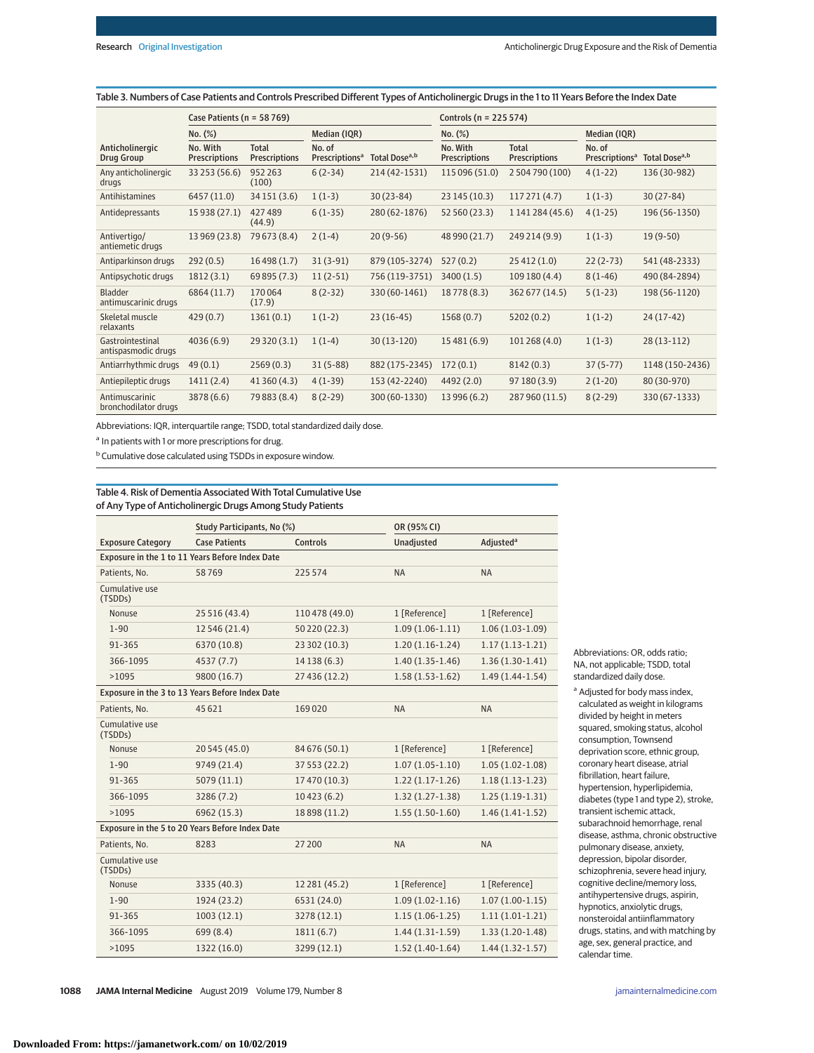Table 3. Numbers of Case Patients and Controls Prescribed Different Types of Anticholinergic Drugs in the 1 to 11 Years Before the Index Date

| Anticholinergic Drug Group | Case Patients (n = 58 769) | | | | Controls (n = 225 574) | | | |
|---|---|---|---|---|---|---|---|---|
| | No. (%) | | Median (IQR) | | No. (%) | | Median (IQR) | |
| | No. With Prescriptions | Total Prescriptions | No. of Prescriptions[a] | Total Dose[a,b] | No. With Prescriptions | Total Prescriptions | No. of Prescriptions[a] | Total Dose[a,b] |
| Any anticholinergic drugs | 33 253 (56.6) | 952 263 (100) | 6 (2-34) | 214 (42-1531) | 115 096 (51.0) | 2 504 790 (100) | 4 (1-22) | 136 (30-982) |
| Antihistamines | 6457 (11.0) | 34 151 (3.6) | 1 (1-3) | 30 (23-84) | 23 145 (10.3) | 117 271 (4.7) | 1 (1-3) | 30 (27-84) |
| Antidepressants | 15 938 (27.1) | 427 489 (44.9) | 6 (1-35) | 280 (62-1876) | 52 560 (23.3) | 1 141 284 (45.6) | 4 (1-25) | 196 (56-1350) |
| Antivertigo/antiemetic drugs | 13 969 (23.8) | 79 673 (8.4) | 2 (1-4) | 20 (9-56) | 48 990 (21.7) | 249 214 (9.9) | 1 (1-3) | 19 (9-50) |
| Antiparkinson drugs | 292 (0.5) | 16 498 (1.7) | 31 (3-91) | 879 (105-3274) | 527 (0.2) | 25 412 (1.0) | 22 (2-73) | 541 (48-2333) |
| Antipsychotic drugs | 1812 (3.1) | 69 895 (7.3) | 11 (2-51) | 756 (119-3751) | 3400 (1.5) | 109 180 (4.4) | 8 (1-46) | 490 (84-2894) |
| Bladder antimuscarinic drugs | 6864 (11.7) | 170 064 (17.9) | 8 (2-32) | 330 (60-1461) | 18 778 (8.3) | 362 677 (14.5) | 5 (1-23) | 198 (56-1120) |
| Skeletal muscle relaxants | 429 (0.7) | 1361 (0.1) | 1 (1-2) | 23 (16-45) | 1568 (0.7) | 5202 (0.2) | 1 (1-2) | 24 (17-42) |
| Gastrointestinal antispasmodic drugs | 4036 (6.9) | 29 320 (3.1) | 1 (1-4) | 30 (13-120) | 15 481 (6.9) | 101 268 (4.0) | 1 (1-3) | 28 (13-112) |
| Antiarrhythmic drugs | 49 (0.1) | 2569 (0.3) | 31 (5-88) | 882 (175-2345) | 172 (0.1) | 8142 (0.3) | 37 (5-77) | 1148 (150-2436) |
| Antiepileptic drugs | 1411 (2.4) | 41 360 (4.3) | 4 (1-39) | 153 (42-2240) | 4492 (2.0) | 97 180 (3.9) | 2 (1-20) | 80 (30-970) |
| Antimuscarinic bronchodilator drugs | 3878 (6.6) | 79 883 (8.4) | 8 (2-29) | 300 (60-1330) | 13 996 (6.2) | 287 960 (11.5) | 8 (2-29) | 330 (67-1333) |

Abbreviations: IQR, interquartile range; TSDD, total standardized daily dose.

[a] In patients with 1 or more prescriptions for drug.

[b] Cumulative dose calculated using TSDDs in exposure window.

Table 4. Risk of Dementia Associated With Total Cumulative Use of Any Type of Anticholinergic Drugs Among Study Patients

| Exposure Category | Study Participants, No (%) | | OR (95% CI) | |
|---|---|---|---|---|
| | Case Patients | Controls | Unadjusted | Adjusted[a] |
| **Exposure in the 1 to 11 Years Before Index Date** | | | | |
| Patients, No. | 58 769 | 225 574 | NA | NA |
| Cumulative use (TSDDs) | | | | |
| Nonuse | 25 516 (43.4) | 110 478 (49.0) | 1 [Reference] | 1 [Reference] |
| 1-90 | 12 546 (21.4) | 50 220 (22.3) | 1.09 (1.06-1.11) | 1.06 (1.03-1.09) |
| 91-365 | 6370 (10.8) | 23 302 (10.3) | 1.20 (1.16-1.24) | 1.17 (1.13-1.21) |
| 366-1095 | 4537 (7.7) | 14 138 (6.3) | 1.40 (1.35-1.46) | 1.36 (1.30-1.41) |
| >1095 | 9800 (16.7) | 27 436 (12.2) | 1.58 (1.53-1.62) | 1.49 (1.44-1.54) |
| **Exposure in the 3 to 13 Years Before Index Date** | | | | |
| Patients, No. | 45 621 | 169 020 | NA | NA |
| Cumulative use (TSDDs) | | | | |
| Nonuse | 20 545 (45.0) | 84 676 (50.1) | 1 [Reference] | 1 [Reference] |
| 1-90 | 9749 (21.4) | 37 553 (22.2) | 1.07 (1.05-1.10) | 1.05 (1.02-1.08) |
| 91-365 | 5079 (11.1) | 17 470 (10.3) | 1.22 (1.17-1.26) | 1.18 (1.13-1.23) |
| 366-1095 | 3286 (7.2) | 10 423 (6.2) | 1.32 (1.27-1.38) | 1.25 (1.19-1.31) |
| >1095 | 6962 (15.3) | 18 898 (11.2) | 1.55 (1.50-1.60) | 1.46 (1.41-1.52) |
| **Exposure in the 5 to 20 Years Before Index Date** | | | | |
| Patients, No. | 8283 | 27 200 | NA | NA |
| Cumulative use (TSDDs) | | | | |
| Nonuse | 3335 (40.3) | 12 281 (45.2) | 1 [Reference] | 1 [Reference] |
| 1-90 | 1924 (23.2) | 6531 (24.0) | 1.09 (1.02-1.16) | 1.07 (1.00-1.15) |
| 91-365 | 1003 (12.1) | 3278 (12.1) | 1.15 (1.06-1.25) | 1.11 (1.01-1.21) |
| 366-1095 | 699 (8.4) | 1811 (6.7) | 1.44 (1.31-1.59) | 1.33 (1.20-1.48) |
| >1095 | 1322 (16.0) | 3299 (12.1) | 1.52 (1.40-1.64) | 1.44 (1.32-1.57) |

Abbreviations: OR, odds ratio; NA, not applicable; TSDD, total standardized daily dose.

[a] Adjusted for body mass index, calculated as weight in kilograms divided by height in meters squared, smoking status, alcohol consumption, Townsend deprivation score, ethnic group, coronary heart disease, atrial fibrillation, heart failure, hypertension, hyperlipidemia, diabetes (type 1 and type 2), stroke, transient ischemic attack, subarachnoid hemorrhage, renal disease, asthma, chronic obstructive pulmonary disease, anxiety, depression, bipolar disorder, schizophrenia, severe head injury, cognitive decline/memory loss, antihypertensive drugs, aspirin, hypnotics, anxiolytic drugs, nonsteroidal antiinflammatory drugs, statins, and with matching by age, sex, general practice, and calendar time.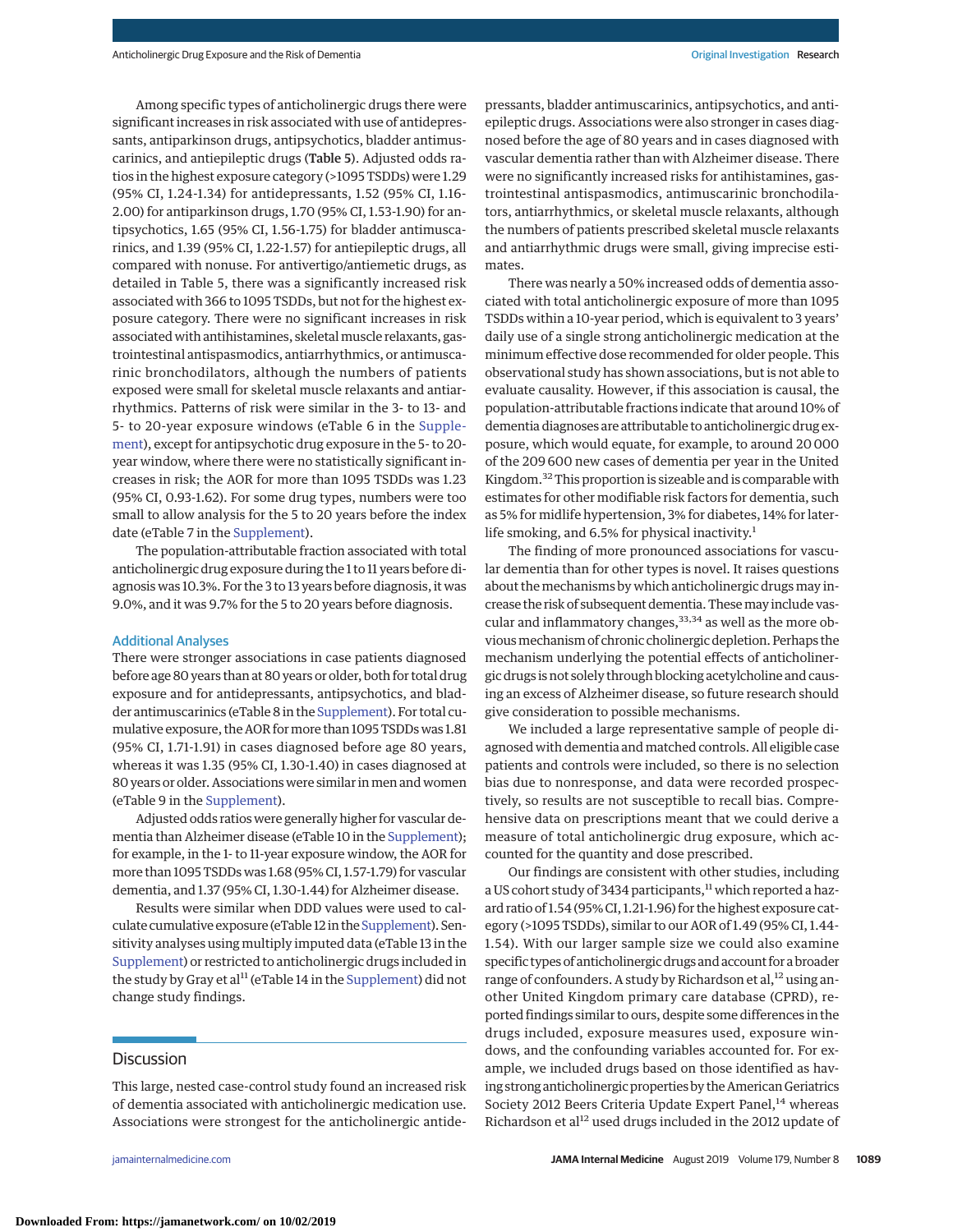Among specific types of anticholinergic drugs there were significant increases in risk associated with use of antidepressants, antiparkinson drugs, antipsychotics, bladder antimuscarinics, and antiepileptic drugs (**Table 5**). Adjusted odds ratios in the highest exposure category (>1095 TSDDs) were 1.29 (95% CI, 1.24-1.34) for antidepressants, 1.52 (95% CI, 1.16-2.00) for antiparkinson drugs, 1.70 (95% CI, 1.53-1.90) for antipsychotics, 1.65 (95% CI, 1.56-1.75) for bladder antimuscarinics, and 1.39 (95% CI, 1.22-1.57) for antiepileptic drugs, all compared with nonuse. For antivertigo/antiemetic drugs, as detailed in Table 5, there was a significantly increased risk associated with 366 to 1095 TSDDs, but not for the highest exposure category. There were no significant increases in risk associated with antihistamines, skeletal muscle relaxants, gastrointestinal antispasmodics, antiarrhythmics, or antimuscarinic bronchodilators, although the numbers of patients exposed were small for skeletal muscle relaxants and antiarrhythmics. Patterns of risk were similar in the 3- to 13- and 5- to 20-year exposure windows (eTable 6 in the Supplement), except for antipsychotic drug exposure in the 5- to 20-year window, where there were no statistically significant increases in risk; the AOR for more than 1095 TSDDs was 1.23 (95% CI, 0.93-1.62). For some drug types, numbers were too small to allow analysis for the 5 to 20 years before the index date (eTable 7 in the Supplement).

The population-attributable fraction associated with total anticholinergic drug exposure during the 1 to 11 years before diagnosis was 10.3%. For the 3 to 13 years before diagnosis, it was 9.0%, and it was 9.7% for the 5 to 20 years before diagnosis.

### Additional Analyses

There were stronger associations in case patients diagnosed before age 80 years than at 80 years or older, both for total drug exposure and for antidepressants, antipsychotics, and bladder antimuscarinics (eTable 8 in the Supplement). For total cumulative exposure, the AOR for more than 1095 TSDDs was 1.81 (95% CI, 1.71-1.91) in cases diagnosed before age 80 years, whereas it was 1.35 (95% CI, 1.30-1.40) in cases diagnosed at 80 years or older. Associations were similar in men and women (eTable 9 in the Supplement).

Adjusted odds ratios were generally higher for vascular dementia than Alzheimer disease (eTable 10 in the Supplement); for example, in the 1- to 11-year exposure window, the AOR for more than 1095 TSDDs was 1.68 (95% CI, 1.57-1.79) for vascular dementia, and 1.37 (95% CI, 1.30-1.44) for Alzheimer disease.

Results were similar when DDD values were used to calculate cumulative exposure (eTable 12 in the Supplement). Sensitivity analyses using multiply imputed data (eTable 13 in the Supplement) or restricted to anticholinergic drugs included in the study by Gray et al[11] (eTable 14 in the Supplement) did not change study findings.

## Discussion

This large, nested case-control study found an increased risk of dementia associated with anticholinergic medication use. Associations were strongest for the anticholinergic antidepressants, bladder antimuscarinics, antipsychotics, and antiepileptic drugs. Associations were also stronger in cases diagnosed before the age of 80 years and in cases diagnosed with vascular dementia rather than with Alzheimer disease. There were no significantly increased risks for antihistamines, gastrointestinal antispasmodics, antimuscarinic bronchodilators, antiarrhythmics, or skeletal muscle relaxants, although the numbers of patients prescribed skeletal muscle relaxants and antiarrhythmic drugs were small, giving imprecise estimates.

There was nearly a 50% increased odds of dementia associated with total anticholinergic exposure of more than 1095 TSDDs within a 10-year period, which is equivalent to 3 years' daily use of a single strong anticholinergic medication at the minimum effective dose recommended for older people. This observational study has shown associations, but is not able to evaluate causality. However, if this association is causal, the population-attributable fractions indicate that around 10% of dementia diagnoses are attributable to anticholinergic drug exposure, which would equate, for example, to around 20 000 of the 209 600 new cases of dementia per year in the United Kingdom.[32] This proportion is sizeable and is comparable with estimates for other modifiable risk factors for dementia, such as 5% for midlife hypertension, 3% for diabetes, 14% for later-life smoking, and 6.5% for physical inactivity.[1]

The finding of more pronounced associations for vascular dementia than for other types is novel. It raises questions about the mechanisms by which anticholinergic drugs may increase the risk of subsequent dementia. These may include vascular and inflammatory changes,[33,34] as well as the more obvious mechanism of chronic cholinergic depletion. Perhaps the mechanism underlying the potential effects of anticholinergic drugs is not solely through blocking acetylcholine and causing an excess of Alzheimer disease, so future research should give consideration to possible mechanisms.

We included a large representative sample of people diagnosed with dementia and matched controls. All eligible case patients and controls were included, so there is no selection bias due to nonresponse, and data were recorded prospectively, so results are not susceptible to recall bias. Comprehensive data on prescriptions meant that we could derive a measure of total anticholinergic drug exposure, which accounted for the quantity and dose prescribed.

Our findings are consistent with other studies, including a US cohort study of 3434 participants,[11] which reported a hazard ratio of 1.54 (95% CI, 1.21-1.96) for the highest exposure category (>1095 TSDDs), similar to our AOR of 1.49 (95% CI, 1.44-1.54). With our larger sample size we could also examine specific types of anticholinergic drugs and account for a broader range of confounders. A study by Richardson et al,[12] using another United Kingdom primary care database (CPRD), reported findings similar to ours, despite some differences in the drugs included, exposure measures used, exposure windows, and the confounding variables accounted for. For example, we included drugs based on those identified as having strong anticholinergic properties by the American Geriatrics Society 2012 Beers Criteria Update Expert Panel,[14] whereas Richardson et al[12] used drugs included in the 2012 update of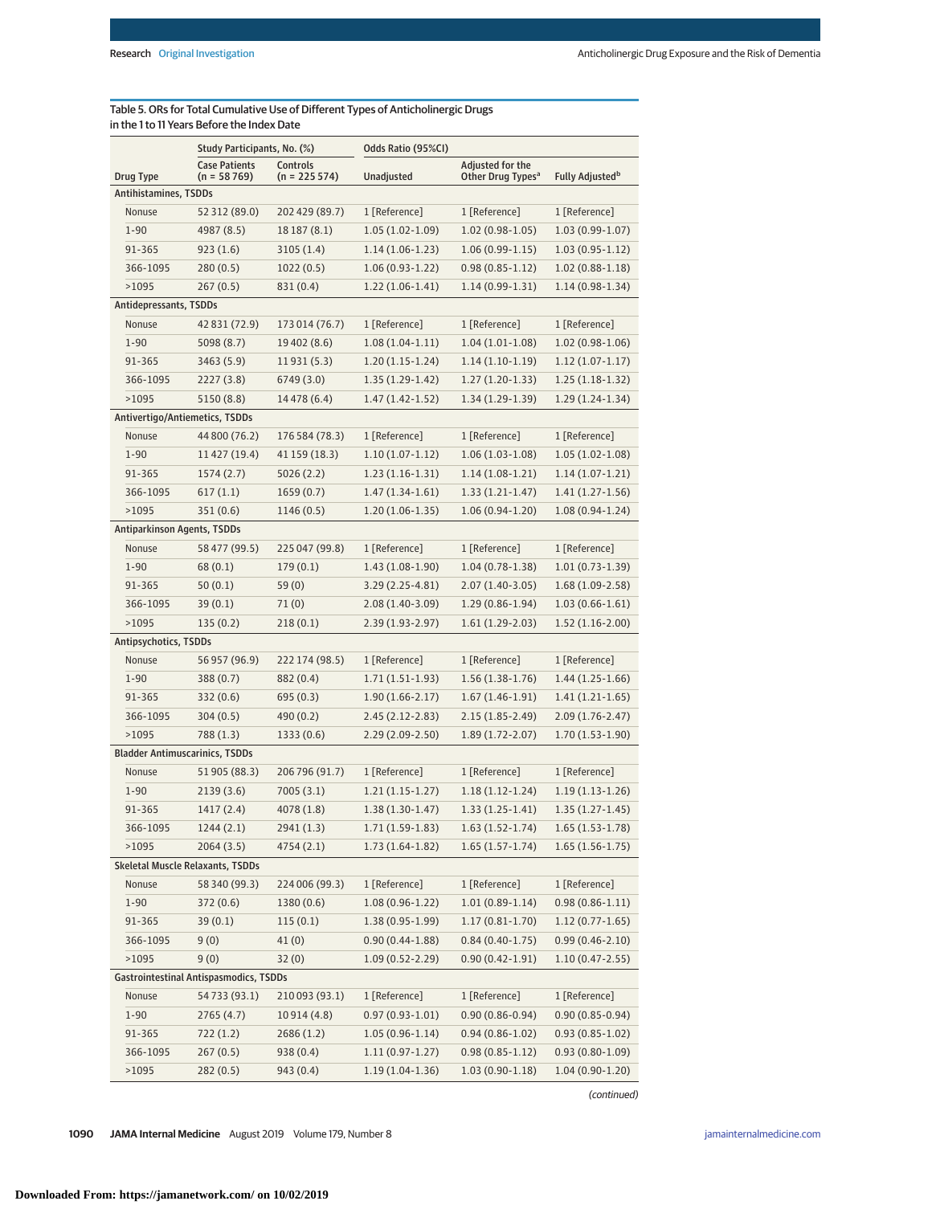Table 5. ORs for Total Cumulative Use of Different Types of Anticholinergic Drugs in the 1 to 11 Years Before the Index Date

| Drug Type | Study Participants, No. (%) | | Odds Ratio (95%CI) | | |
|---|---|---|---|---|---|
| | Case Patients (n = 58 769) | Controls (n = 225 574) | Unadjusted | Adjusted for the Other Drug Types[a] | Fully Adjusted[b] |
| **Antihistamines, TSDDs** | | | | | |
| Nonuse | 52 312 (89.0) | 202 429 (89.7) | 1 [Reference] | 1 [Reference] | 1 [Reference] |
| 1-90 | 4987 (8.5) | 18 187 (8.1) | 1.05 (1.02-1.09) | 1.02 (0.98-1.05) | 1.03 (0.99-1.07) |
| 91-365 | 923 (1.6) | 3105 (1.4) | 1.14 (1.06-1.23) | 1.06 (0.99-1.15) | 1.03 (0.95-1.12) |
| 366-1095 | 280 (0.5) | 1022 (0.5) | 1.06 (0.93-1.22) | 0.98 (0.85-1.12) | 1.02 (0.88-1.18) |
| >1095 | 267 (0.5) | 831 (0.4) | 1.22 (1.06-1.41) | 1.14 (0.99-1.31) | 1.14 (0.98-1.34) |
| **Antidepressants, TSDDs** | | | | | |
| Nonuse | 42 831 (72.9) | 173 014 (76.7) | 1 [Reference] | 1 [Reference] | 1 [Reference] |
| 1-90 | 5098 (8.7) | 19 402 (8.6) | 1.08 (1.04-1.11) | 1.04 (1.01-1.08) | 1.02 (0.98-1.06) |
| 91-365 | 3463 (5.9) | 11 931 (5.3) | 1.20 (1.15-1.24) | 1.14 (1.10-1.19) | 1.12 (1.07-1.17) |
| 366-1095 | 2227 (3.8) | 6749 (3.0) | 1.35 (1.29-1.42) | 1.27 (1.20-1.33) | 1.25 (1.18-1.32) |
| >1095 | 5150 (8.8) | 14 478 (6.4) | 1.47 (1.42-1.52) | 1.34 (1.29-1.39) | 1.29 (1.24-1.34) |
| **Antivertigo/Antiemetics, TSDDs** | | | | | |
| Nonuse | 44 800 (76.2) | 176 584 (78.3) | 1 [Reference] | 1 [Reference] | 1 [Reference] |
| 1-90 | 11 427 (19.4) | 41 159 (18.3) | 1.10 (1.07-1.12) | 1.06 (1.03-1.08) | 1.05 (1.02-1.08) |
| 91-365 | 1574 (2.7) | 5026 (2.2) | 1.23 (1.16-1.31) | 1.14 (1.08-1.21) | 1.14 (1.07-1.21) |
| 366-1095 | 617 (1.1) | 1659 (0.7) | 1.47 (1.34-1.61) | 1.33 (1.21-1.47) | 1.41 (1.27-1.56) |
| >1095 | 351 (0.6) | 1146 (0.5) | 1.20 (1.06-1.35) | 1.06 (0.94-1.20) | 1.08 (0.94-1.24) |
| **Antiparkinson Agents, TSDDs** | | | | | |
| Nonuse | 58 477 (99.5) | 225 047 (99.8) | 1 [Reference] | 1 [Reference] | 1 [Reference] |
| 1-90 | 68 (0.1) | 179 (0.1) | 1.43 (1.08-1.90) | 1.04 (0.78-1.38) | 1.01 (0.73-1.39) |
| 91-365 | 50 (0.1) | 59 (0) | 3.29 (2.25-4.81) | 2.07 (1.40-3.05) | 1.68 (1.09-2.58) |
| 366-1095 | 39 (0.1) | 71 (0) | 2.08 (1.40-3.09) | 1.29 (0.86-1.94) | 1.03 (0.66-1.61) |
| >1095 | 135 (0.2) | 218 (0.1) | 2.39 (1.93-2.97) | 1.61 (1.29-2.03) | 1.52 (1.16-2.00) |
| **Antipsychotics, TSDDs** | | | | | |
| Nonuse | 56 957 (96.9) | 222 174 (98.5) | 1 [Reference] | 1 [Reference] | 1 [Reference] |
| 1-90 | 388 (0.7) | 882 (0.4) | 1.71 (1.51-1.93) | 1.56 (1.38-1.76) | 1.44 (1.25-1.66) |
| 91-365 | 332 (0.6) | 695 (0.3) | 1.90 (1.66-2.17) | 1.67 (1.46-1.91) | 1.41 (1.21-1.65) |
| 366-1095 | 304 (0.5) | 490 (0.2) | 2.45 (2.12-2.83) | 2.15 (1.85-2.49) | 2.09 (1.76-2.47) |
| >1095 | 788 (1.3) | 1333 (0.6) | 2.29 (2.09-2.50) | 1.89 (1.72-2.07) | 1.70 (1.53-1.90) |
| **Bladder Antimuscarinics, TSDDs** | | | | | |
| Nonuse | 51 905 (88.3) | 206 796 (91.7) | 1 [Reference] | 1 [Reference] | 1 [Reference] |
| 1-90 | 2139 (3.6) | 7005 (3.1) | 1.21 (1.15-1.27) | 1.18 (1.12-1.24) | 1.19 (1.13-1.26) |
| 91-365 | 1417 (2.4) | 4078 (1.8) | 1.38 (1.30-1.47) | 1.33 (1.25-1.41) | 1.35 (1.27-1.45) |
| 366-1095 | 1244 (2.1) | 2941 (1.3) | 1.71 (1.59-1.83) | 1.63 (1.52-1.74) | 1.65 (1.53-1.78) |
| >1095 | 2064 (3.5) | 4754 (2.1) | 1.73 (1.64-1.82) | 1.65 (1.57-1.74) | 1.65 (1.56-1.75) |
| **Skeletal Muscle Relaxants, TSDDs** | | | | | |
| Nonuse | 58 340 (99.3) | 224 006 (99.3) | 1 [Reference] | 1 [Reference] | 1 [Reference] |
| 1-90 | 372 (0.6) | 1380 (0.6) | 1.08 (0.96-1.22) | 1.01 (0.89-1.14) | 0.98 (0.86-1.11) |
| 91-365 | 39 (0.1) | 115 (0.1) | 1.38 (0.95-1.99) | 1.17 (0.81-1.70) | 1.12 (0.77-1.65) |
| 366-1095 | 9 (0) | 41 (0) | 0.90 (0.44-1.88) | 0.84 (0.40-1.75) | 0.99 (0.46-2.10) |
| >1095 | 9 (0) | 32 (0) | 1.09 (0.52-2.29) | 0.90 (0.42-1.91) | 1.10 (0.47-2.55) |
| **Gastrointestinal Antispasmodics, TSDDs** | | | | | |
| Nonuse | 54 733 (93.1) | 210 093 (93.1) | 1 [Reference] | 1 [Reference] | 1 [Reference] |
| 1-90 | 2765 (4.7) | 10 914 (4.8) | 0.97 (0.93-1.01) | 0.90 (0.86-0.94) | 0.90 (0.85-0.94) |
| 91-365 | 722 (1.2) | 2686 (1.2) | 1.05 (0.96-1.14) | 0.94 (0.86-1.02) | 0.93 (0.85-1.02) |
| 366-1095 | 267 (0.5) | 938 (0.4) | 1.11 (0.97-1.27) | 0.98 (0.85-1.12) | 0.93 (0.80-1.09) |
| >1095 | 282 (0.5) | 943 (0.4) | 1.19 (1.04-1.36) | 1.03 (0.90-1.18) | 1.04 (0.90-1.20) |

*(continued)*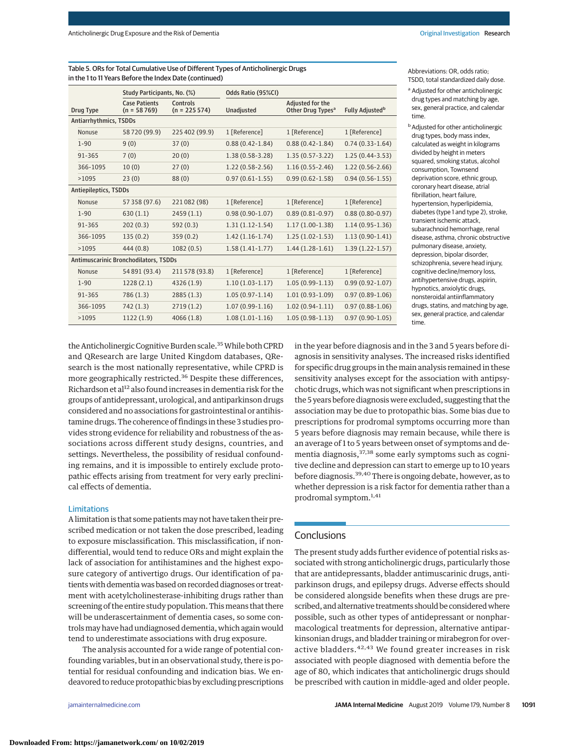Table 5. ORs for Total Cumulative Use of Different Types of Anticholinergic Drugs in the 1 to 11 Years Before the Index Date (continued)

| Drug Type | Study Participants, No. (%) | | Odds Ratio (95%CI) | | |
|---|---|---|---|---|---|
| | Case Patients (n = 58 769) | Controls (n = 225 574) | Unadjusted | Adjusted for the Other Drug Types[a] | Fully Adjusted[b] |
| **Antiarrhythmics, TSDDs** | | | | | |
| Nonuse | 58 720 (99.9) | 225 402 (99.9) | 1 [Reference] | 1 [Reference] | 1 [Reference] |
| 1-90 | 9 (0) | 37 (0) | 0.88 (0.42-1.84) | 0.88 (0.42-1.84) | 0.74 (0.33-1.64) |
| 91-365 | 7 (0) | 20 (0) | 1.38 (0.58-3.28) | 1.35 (0.57-3.22) | 1.25 (0.44-3.53) |
| 366-1095 | 10 (0) | 27 (0) | 1.22 (0.58-2.56) | 1.16 (0.55-2.46) | 1.22 (0.56-2.66) |
| >1095 | 23 (0) | 88 (0) | 0.97 (0.61-1.55) | 0.99 (0.62-1.58) | 0.94 (0.56-1.55) |
| **Antiepileptics, TSDDs** | | | | | |
| Nonuse | 57 358 (97.6) | 221 082 (98) | 1 [Reference] | 1 [Reference] | 1 [Reference] |
| 1-90 | 630 (1.1) | 2459 (1.1) | 0.98 (0.90-1.07) | 0.89 (0.81-0.97) | 0.88 (0.80-0.97) |
| 91-365 | 202 (0.3) | 592 (0.3) | 1.31 (1.12-1.54) | 1.17 (1.00-1.38) | 1.14 (0.95-1.36) |
| 366-1095 | 135 (0.2) | 359 (0.2) | 1.42 (1.16-1.74) | 1.25 (1.02-1.53) | 1.13 (0.90-1.41) |
| >1095 | 444 (0.8) | 1082 (0.5) | 1.58 (1.41-1.77) | 1.44 (1.28-1.61) | 1.39 (1.22-1.57) |
| **Antimuscarinic Bronchodilators, TSDDs** | | | | | |
| Nonuse | 54 891 (93.4) | 211 578 (93.8) | 1 [Reference] | 1 [Reference] | 1 [Reference] |
| 1-90 | 1228 (2.1) | 4326 (1.9) | 1.10 (1.03-1.17) | 1.05 (0.99-1.13) | 0.99 (0.92-1.07) |
| 91-365 | 786 (1.3) | 2885 (1.3) | 1.05 (0.97-1.14) | 1.01 (0.93-1.09) | 0.97 (0.89-1.06) |
| 366-1095 | 742 (1.3) | 2719 (1.2) | 1.07 (0.99-1.16) | 1.02 (0.94-1.11) | 0.97 (0.88-1.06) |
| >1095 | 1122 (1.9) | 4066 (1.8) | 1.08 (1.01-1.16) | 1.05 (0.98-1.13) | 0.97 (0.90-1.05) |

Abbreviations: OR, odds ratio; TSDD, total standardized daily dose.

[a] Adjusted for other anticholinergic drug types and matching by age, sex, general practice, and calendar time.

[b] Adjusted for other anticholinergic drug types, body mass index, calculated as weight in kilograms divided by height in meters squared, smoking status, alcohol consumption, Townsend deprivation score, ethnic group, coronary heart disease, atrial fibrillation, heart failure, hypertension, hyperlipidemia, diabetes (type 1 and type 2), stroke, transient ischemic attack, subarachnoid hemorrhage, renal disease, asthma, chronic obstructive pulmonary disease, anxiety, depression, bipolar disorder, schizophrenia, severe head injury, cognitive decline/memory loss, antihypertensive drugs, aspirin, hypnotics, anxiolytic drugs, nonsteroidal antiinflammatory drugs, statins, and matching by age, sex, general practice, and calendar time.

the Anticholinergic Cognitive Burden scale.[35] While both CPRD and QResearch are large United Kingdom databases, QResearch is the most nationally representative, while CPRD is more geographically restricted.[36] Despite these differences, Richardson et al[12] also found increases in dementia risk for the groups of antidepressant, urological, and antiparkinson drugs considered and no associations for gastrointestinal or antihistamine drugs. The coherence of findings in these 3 studies provides strong evidence for reliability and robustness of the associations across different study designs, countries, and settings. Nevertheless, the possibility of residual confounding remains, and it is impossible to entirely exclude protopathic effects arising from treatment for very early preclinical effects of dementia.

### Limitations

A limitation is that some patients may not have taken their prescribed medication or not taken the dose prescribed, leading to exposure misclassification. This misclassification, if nondifferential, would tend to reduce ORs and might explain the lack of association for antihistamines and the highest exposure category of antivertigo drugs. Our identification of patients with dementia was based on recorded diagnoses or treatment with acetylcholinesterase-inhibiting drugs rather than screening of the entire study population. This means that there will be underascertainment of dementia cases, so some controls may have had undiagnosed dementia, which again would tend to underestimate associations with drug exposure.

The analysis accounted for a wide range of potential confounding variables, but in an observational study, there is potential for residual confounding and indication bias. We endeavored to reduce protopathic bias by excluding prescriptions in the year before diagnosis and in the 3 and 5 years before diagnosis in sensitivity analyses. The increased risks identified for specific drug groups in the main analysis remained in these sensitivity analyses except for the association with antipsychotic drugs, which was not significant when prescriptions in the 5 years before diagnosis were excluded, suggesting that the association may be due to protopathic bias. Some bias due to prescriptions for prodromal symptoms occurring more than 5 years before diagnosis may remain because, while there is an average of 1 to 5 years between onset of symptoms and dementia diagnosis,[37,38] some early symptoms such as cognitive decline and depression can start to emerge up to 10 years before diagnosis.[39,40] There is ongoing debate, however, as to whether depression is a risk factor for dementia rather than a prodromal symptom.[1,41]

## Conclusions

The present study adds further evidence of potential risks associated with strong anticholinergic drugs, particularly those that are antidepressants, bladder antimuscarinic drugs, antiparkinson drugs, and epilepsy drugs. Adverse effects should be considered alongside benefits when these drugs are prescribed, and alternative treatments should be considered where possible, such as other types of antidepressant or nonpharmacological treatments for depression, alternative antiparkinsonian drugs, and bladder training or mirabegron for overactive bladders.[42,43] We found greater increases in risk associated with people diagnosed with dementia before the age of 80, which indicates that anticholinergic drugs should be prescribed with caution in middle-aged and older people.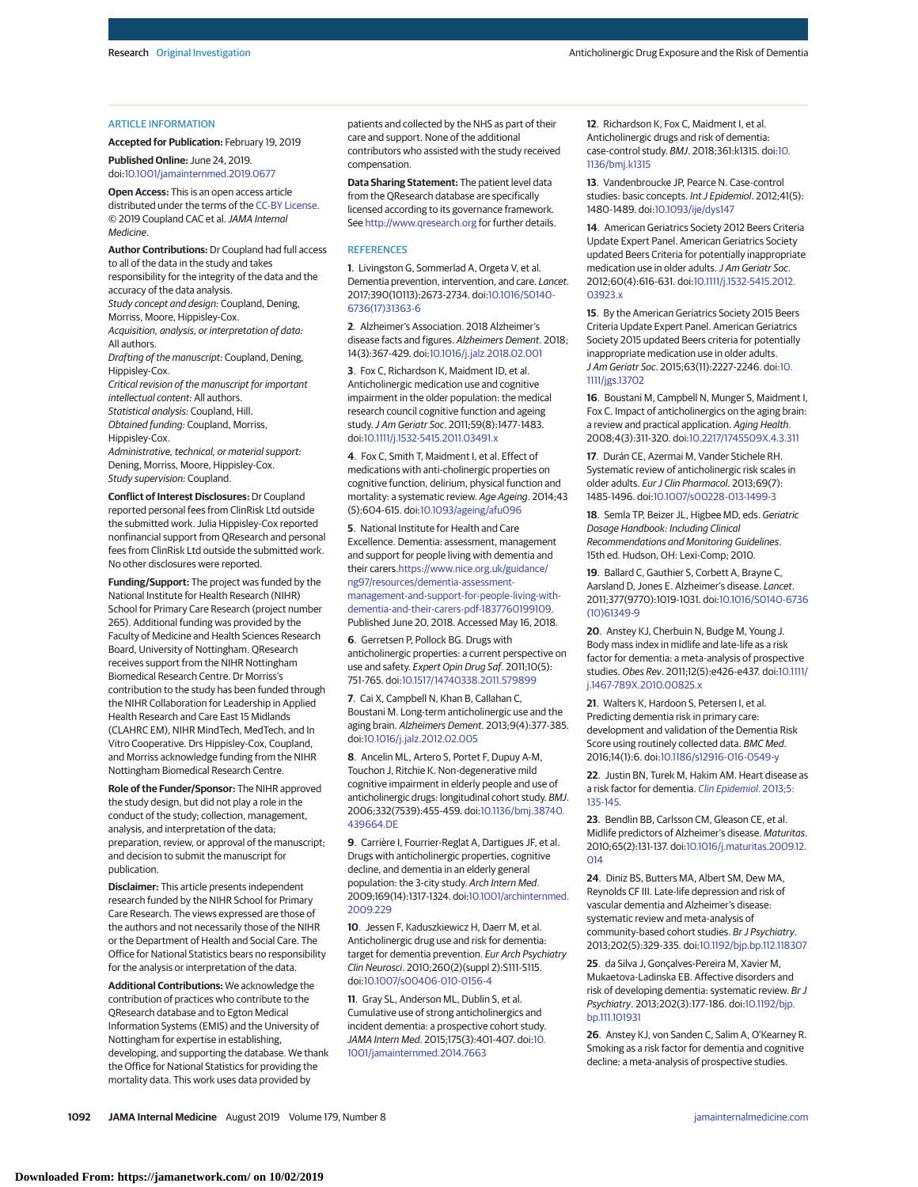## ARTICLE INFORMATION

**Accepted for Publication:** February 19, 2019.

**Published Online:** June 24, 2019. doi:10.1001/jamainternmed.2019.0677

**Open Access:** This is an open access article distributed under the terms of the CC-BY License. © 2019 Coupland CAC et al. *JAMA Internal Medicine*.

**Author Contributions:** Dr Coupland had full access to all of the data in the study and takes responsibility for the integrity of the data and the accuracy of the data analysis.
*Study concept and design:* Coupland, Dening, Morriss, Moore, Hippisley-Cox.
*Acquisition, analysis, or interpretation of data:* All authors.
*Drafting of the manuscript:* Coupland, Dening, Hippisley-Cox.
*Critical revision of the manuscript for important intellectual content:* All authors.
*Statistical analysis:* Coupland, Hill.
*Obtained funding:* Coupland, Morriss, Hippisley-Cox.
*Administrative, technical, or material support:* Dening, Morriss, Moore, Hippisley-Cox.
*Study supervision:* Coupland.

**Conflict of Interest Disclosures:** Dr Coupland reported personal fees from ClinRisk Ltd outside the submitted work. Julia Hippisley-Cox reported nonfinancial support from QResearch and personal fees from ClinRisk Ltd outside the submitted work. No other disclosures were reported.

**Funding/Support:** The project was funded by the National Institute for Health Research (NIHR) School for Primary Care Research (project number 265). Additional funding was provided by the Faculty of Medicine and Health Sciences Research Board, University of Nottingham. QResearch receives support from the NIHR Nottingham Biomedical Research Centre. Dr Morriss's contribution to the study has been funded through the NIHR Collaboration for Leadership in Applied Health Research and Care East 15 Midlands (CLAHRC EM), NIHR MindTech, MedTech, and In Vitro Cooperative. Drs Hippisley-Cox, Coupland, and Morriss acknowledge funding from the NIHR Nottingham Biomedical Research Centre.

**Role of the Funder/Sponsor:** The NIHR approved the study design, but did not play a role in the conduct of the study; collection, management, analysis, and interpretation of the data; preparation, review, or approval of the manuscript; and decision to submit the manuscript for publication.

**Disclaimer:** This article presents independent research funded by the NIHR School for Primary Care Research. The views expressed are those of the authors and not necessarily those of the NIHR or the Department of Health and Social Care. The Office for National Statistics bears no responsibility for the analysis or interpretation of the data.

**Additional Contributions:** We acknowledge the contribution of practices who contribute to the QResearch database and to Egton Medical Information Systems (EMIS) and the University of Nottingham for expertise in establishing, developing, and supporting the database. We thank the Office for National Statistics for providing the mortality data. This work uses data provided by patients and collected by the NHS as part of their care and support. None of the additional contributors who assisted with the study received compensation.

**Data Sharing Statement:** The patient level data from the QResearch database are specifically licensed according to its governance framework. See http://www.qresearch.org for further details.

## REFERENCES

1. Livingston G, Sommerlad A, Orgeta V, et al. Dementia prevention, intervention, and care. *Lancet*. 2017;390(10113):2673-2734. doi:10.1016/S0140-6736(17)31363-6

2. Alzheimer's Association. 2018 Alzheimer's disease facts and figures. *Alzheimers Dement*. 2018; 14(3):367-429. doi:10.1016/j.jalz.2018.02.001

3. Fox C, Richardson K, Maidment ID, et al. Anticholinergic medication use and cognitive impairment in the older population: the medical research council cognitive function and ageing study. *J Am Geriatr Soc*. 2011;59(8):1477-1483. doi:10.1111/j.1532-5415.2011.03491.x

4. Fox C, Smith T, Maidment I, et al. Effect of medications with anti-cholinergic properties on cognitive function, delirium, physical function and mortality: a systematic review. *Age Ageing*. 2014;43 (5):604-615. doi:10.1093/ageing/afu096

5. National Institute for Health and Care Excellence. Dementia: assessment, management and support for people living with dementia and their carers. https://www.nice.org.uk/guidance/ng97/resources/dementia-assessment-management-and-support-for-people-living-with-dementia-and-their-carers-pdf-1837760199109. Published June 20, 2018. Accessed May 16, 2018.

6. Gerretsen P, Pollock BG. Drugs with anticholinergic properties: a current perspective on use and safety. *Expert Opin Drug Saf*. 2011;10(5): 751-765. doi:10.1517/14740338.2011.579899

7. Cai X, Campbell N, Khan B, Callahan C, Boustani M. Long-term anticholinergic use and the aging brain. *Alzheimers Dement*. 2013;9(4):377-385. doi:10.1016/j.jalz.2012.02.005

8. Ancelin ML, Artero S, Portet F, Dupuy A-M, Touchon J, Ritchie K. Non-degenerative mild cognitive impairment in elderly people and use of anticholinergic drugs: longitudinal cohort study. *BMJ*. 2006;332(7539):455-459. doi:10.1136/bmj.38740.439664.DE

9. Carrière I, Fourrier-Reglat A, Dartigues JF, et al. Drugs with anticholinergic properties, cognitive decline, and dementia in an elderly general population: the 3-city study. *Arch Intern Med*. 2009;169(14):1317-1324. doi:10.1001/archinternmed.2009.229

10. Jessen F, Kaduszkiewicz H, Daerr M, et al. Anticholinergic drug use and risk for dementia: target for dementia prevention. *Eur Arch Psychiatry Clin Neurosci*. 2010;260(2)(suppl 2):S111-S115. doi:10.1007/s00406-010-0156-4

11. Gray SL, Anderson ML, Dublin S, et al. Cumulative use of strong anticholinergics and incident dementia: a prospective cohort study. *JAMA Intern Med*. 2015;175(3):401-407. doi:10.1001/jamainternmed.2014.7663

12. Richardson K, Fox C, Maidment I, et al. Anticholinergic drugs and risk of dementia: case-control study. *BMJ*. 2018;361:k1315. doi:10.1136/bmj.k1315

13. Vandenbroucke JP, Pearce N. Case-control studies: basic concepts. *Int J Epidemiol*. 2012;41(5): 1480-1489. doi:10.1093/ije/dys147

14. American Geriatrics Society 2012 Beers Criteria Update Expert Panel. American Geriatrics Society updated Beers Criteria for potentially inappropriate medication use in older adults. *J Am Geriatr Soc*. 2012;60(4):616-631. doi:10.1111/j.1532-5415.2012.03923.x

15. By the American Geriatrics Society 2015 Beers Criteria Update Expert Panel. American Geriatrics Society 2015 updated Beers criteria for potentially inappropriate medication use in older adults. *J Am Geriatr Soc*. 2015;63(11):2227-2246. doi:10.1111/jgs.13702

16. Boustani M, Campbell N, Munger S, Maidment I, Fox C. Impact of anticholinergics on the aging brain: a review and practical application. *Aging Health*. 2008;4(3):311-320. doi:10.2217/1745509X.4.3.311

17. Durán CE, Azermai M, Vander Stichele RH. Systematic review of anticholinergic risk scales in older adults. *Eur J Clin Pharmacol*. 2013;69(7): 1485-1496. doi:10.1007/s00228-013-1499-3

18. Semla TP, Beizer JL, Higbee MD, eds. *Geriatric Dosage Handbook: Including Clinical Recommendations and Monitoring Guidelines*. 15th ed. Hudson, OH: Lexi-Comp; 2010.

19. Ballard C, Gauthier S, Corbett A, Brayne C, Aarsland D, Jones E. Alzheimer's disease. *Lancet*. 2011;377(9770):1019-1031. doi:10.1016/S0140-6736(10)61349-9

20. Anstey KJ, Cherbuin N, Budge M, Young J. Body mass index in midlife and late-life as a risk factor for dementia: a meta-analysis of prospective studies. *Obes Rev*. 2011;12(5):e426-e437. doi:10.1111/j.1467-789X.2010.00825.x

21. Walters K, Hardoon S, Petersen I, et al. Predicting dementia risk in primary care: development and validation of the Dementia Risk Score using routinely collected data. *BMC Med*. 2016;14(1):6. doi:10.1186/s12916-016-0549-y

22. Justin BN, Turek M, Hakim AM. Heart disease as a risk factor for dementia. *Clin Epidemiol*. 2013;5: 135-145.

23. Bendlin BB, Carlsson CM, Gleason CE, et al. Midlife predictors of Alzheimer's disease. *Maturitas*. 2010;65(2):131-137. doi:10.1016/j.maturitas.2009.12.014

24. Diniz BS, Butters MA, Albert SM, Dew MA, Reynolds CF III. Late-life depression and risk of vascular dementia and Alzheimer's disease: systematic review and meta-analysis of community-based cohort studies. *Br J Psychiatry*. 2013;202(5):329-335. doi:10.1192/bjp.bp.112.118307

25. da Silva J, Gonçalves-Pereira M, Xavier M, Mukaetova-Ladinska EB. Affective disorders and risk of developing dementia: systematic review. *Br J Psychiatry*. 2013;202(3):177-186. doi:10.1192/bjp.bp.111.101931

26. Anstey KJ, von Sanden C, Salim A, O'Kearney R. Smoking as a risk factor for dementia and cognitive decline: a meta-analysis of prospective studies.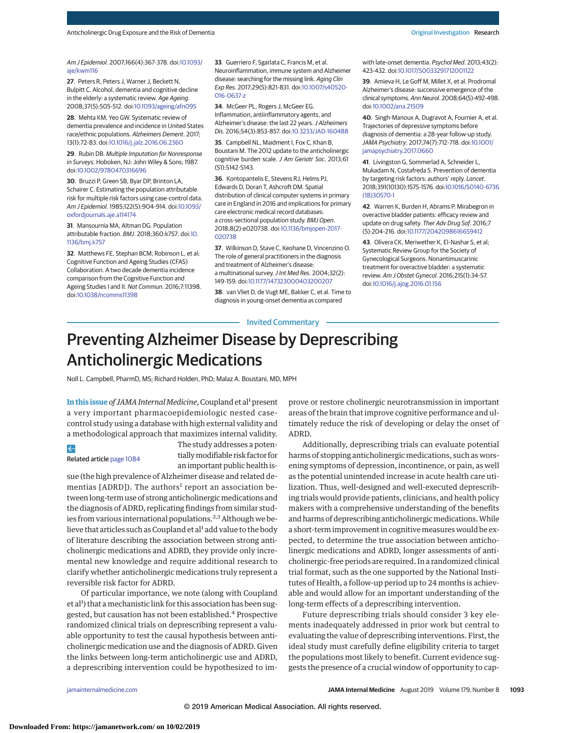Am J Epidemiol. 2007;166(4):367-378. doi:10.1093/aje/kwm116

27. Peters R, Peters J, Warner J, Beckett N, Bulpitt C. Alcohol, dementia and cognitive decline in the elderly: a systematic review. Age Ageing. 2008;37(5):505-512. doi:10.1093/ageing/afn095

28. Mehta KM, Yeo GW. Systematic review of dementia prevalence and incidence in United States race/ethnic populations. Alzheimers Dement. 2017; 13(1):72-83. doi:10.1016/j.jalz.2016.06.2360

29. Rubin DB. Multiple Imputation for Nonresponse in Surveys. Hoboken, NJ: John Wiley & Sons; 1987. doi:10.1002/9780470316696

30. Bruzzi P, Green SB, Byar DP, Brinton LA, Schairer C. Estimating the population attributable risk for multiple risk factors using case-control data. Am J Epidemiol. 1985;122(5):904-914. doi:10.1093/oxfordjournals.aje.a114174

31. Mansournia MA, Altman DG. Population attributable fraction. BMJ. 2018;360:k757. doi:10.1136/bmj.k757

32. Matthews FE, Stephan BCM, Robinson L, et al; Cognitive Function and Ageing Studies (CFAS) Collaboration. A two decade dementia incidence comparison from the Cognitive Function and Ageing Studies I and II. Nat Commun. 2016;7:11398. doi:10.1038/ncomms11398

33. Guerriero F, Sgarlata C, Francis M, et al. Neuroinflammation, immune system and Alzheimer disease: searching for the missing link. Aging Clin Exp Res. 2017;29(5):821-831. doi:10.1007/s40520-016-0637-z

34. McGeer PL, Rogers J, McGeer EG. Inflammation, antiinflammatory agents, and Alzheimer's disease: the last 22 years. J Alzheimers Dis. 2016;54(3):853-857. doi:10.3233/JAD-160488

35. Campbell NL, Maidment I, Fox C, Khan B, Boustani M. The 2012 update to the anticholinergic cognitive burden scale. J Am Geriatr Soc. 2013;61 (S1):S142-S143.

36. Kontopantelis E, Stevens RJ, Helms PJ, Edwards D, Doran T, Ashcroft DM. Spatial distribution of clinical computer systems in primary care in England in 2016 and implications for primary care electronic medical record databases: a cross-sectional population study. BMJ Open. 2018;8(2):e020738. doi:10.1136/bmjopen-2017-020738

37. Wilkinson D, Stave C, Keohane D, Vincenzino O. The role of general practitioners in the diagnosis and treatment of Alzheimer's disease: a multinational survey. J Int Med Res. 2004;32(2): 149-159. doi:10.1177/147323000403200207

38. van Vliet D, de Vugt ME, Bakker C, et al. Time to diagnosis in young-onset dementia as compared with late-onset dementia. Psychol Med. 2013;43(2): 423-432. doi:10.1017/S0033291712001122

39. Amieva H, Le Goff M, Millet X, et al. Prodromal Alzheimer's disease: successive emergence of the clinical symptoms. Ann Neurol. 2008;64(5):492-498. doi:10.1002/ana.21509

40. Singh-Manoux A, Dugravot A, Fournier A, et al. Trajectories of depressive symptoms before diagnosis of dementia: a 28-year follow-up study. JAMA Psychiatry. 2017;74(7):712-718. doi:10.1001/jamapsychiatry.2017.0660

41. Livingston G, Sommerlad A, Schneider L, Mukadam N, Costafreda S. Prevention of dementia by targeting risk factors: authors' reply. Lancet. 2018;391(10130):1575-1576. doi:10.1016/S0140-6736(18)30570-1

42. Warren K, Burden H, Abrams P. Mirabegron in overactive bladder patients: efficacy review and update on drug safety. Ther Adv Drug Saf. 2016;7 (5):204-216. doi:10.1177/2042098616659412

43. Olivera CK, Meriwether K, El-Nashar S, et al; Systematic Review Group for the Society of Gynecological Surgeons. Nonantimuscarinic treatment for overactive bladder: a systematic review. Am J Obstet Gynecol. 2016;215(1):34-57. doi:10.1016/j.ajog.2016.01.156

Invited Commentary

# Preventing Alzheimer Disease by Deprescribing Anticholinergic Medications

Noll L. Campbell, PharmD, MS; Richard Holden, PhD; Malaz A. Boustani, MD, MPH

Related article page 1084

**In this issue** of *JAMA Internal Medicine*, Coupland et al[1] present a very important pharmacoepidemiologic nested case-control study using a database with high external validity and a methodological approach that maximizes internal validity. The study addresses a potentially modifiable risk factor for an important public health issue (the high prevalence of Alzheimer disease and related dementias [ADRD]). The authors[1] report an association between long-term use of strong anticholinergic medications and the diagnosis of ADRD, replicating findings from similar studies from various international populations.[2,3] Although we believe that articles such as Coupland et al[1] add value to the body of literature describing the association between strong anticholinergic medications and ADRD, they provide only incremental new knowledge and require additional research to clarify whether anticholinergic medications truly represent a reversible risk factor for ADRD.

Of particular importance, we note (along with Coupland et al[1]) that a mechanistic link for this association has been suggested, but causation has not been established.[4] Prospective randomized clinical trials on deprescribing represent a valuable opportunity to test the causal hypothesis between anticholinergic medication use and the diagnosis of ADRD. Given the links between long-term anticholinergic use and ADRD, a deprescribing intervention could be hypothesized to improve or restore cholinergic neurotransmission in important areas of the brain that improve cognitive performance and ultimately reduce the risk of developing or delay the onset of ADRD.

Additionally, deprescribing trials can evaluate potential harms of stopping anticholinergic medications, such as worsening symptoms of depression, incontinence, or pain, as well as the potential unintended increase in acute health care utilization. Thus, well-designed and well-executed deprescribing trials would provide patients, clinicians, and health policy makers with a comprehensive understanding of the benefits and harms of deprescribing anticholinergic medications. While a short-term improvement in cognitive measures would be expected, to determine the true association between anticholinergic medications and ADRD, longer assessments of anticholinergic-free periods are required. In a randomized clinical trial format, such as the one supported by the National Institutes of Health, a follow-up period up to 24 months is achievable and would allow for an important understanding of the long-term effects of a deprescribing intervention.

Future deprescribing trials should consider 3 key elements inadequately addressed in prior work but central to evaluating the value of deprescribing interventions. First, the ideal study must carefully define eligibility criteria to target the populations most likely to benefit. Current evidence suggests the presence of a crucial window of opportunity to cap-